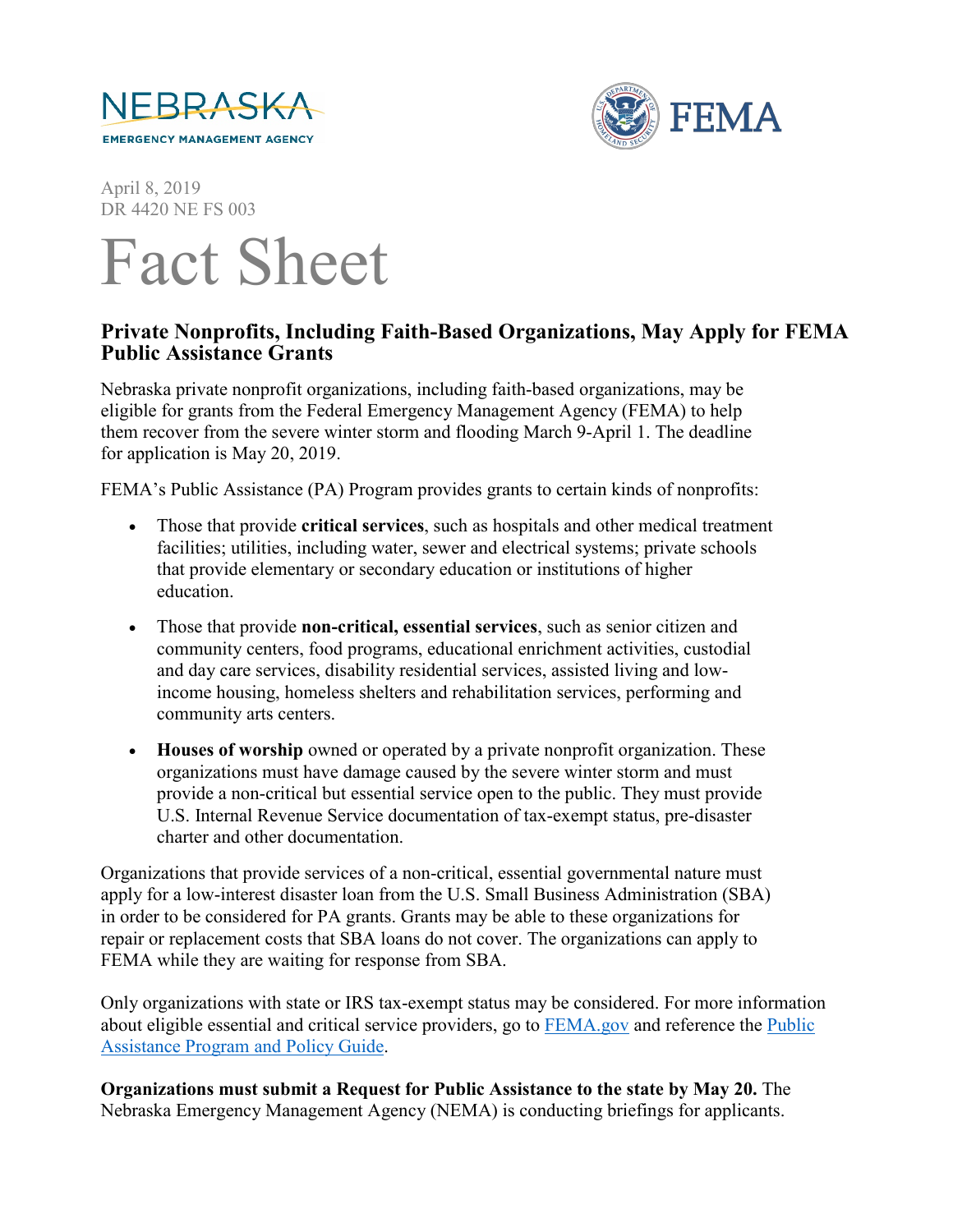NEBRASKA
EMERGENCY MANAGEMENT AGENCY

FEMA

April 8, 2019
DR 4420 NE FS 003

# Fact Sheet

## Private Nonprofits, Including Faith-Based Organizations, May Apply for FEMA Public Assistance Grants

Nebraska private nonprofit organizations, including faith-based organizations, may be eligible for grants from the Federal Emergency Management Agency (FEMA) to help them recover from the severe winter storm and flooding March 9-April 1. The deadline for application is May 20, 2019.

FEMA's Public Assistance (PA) Program provides grants to certain kinds of nonprofits:

- Those that provide **critical services**, such as hospitals and other medical treatment facilities; utilities, including water, sewer and electrical systems; private schools that provide elementary or secondary education or institutions of higher education.
- Those that provide **non-critical, essential services**, such as senior citizen and community centers, food programs, educational enrichment activities, custodial and day care services, disability residential services, assisted living and low-income housing, homeless shelters and rehabilitation services, performing and community arts centers.
- **Houses of worship** owned or operated by a private nonprofit organization. These organizations must have damage caused by the severe winter storm and must provide a non-critical but essential service open to the public. They must provide U.S. Internal Revenue Service documentation of tax-exempt status, pre-disaster charter and other documentation.

Organizations that provide services of a non-critical, essential governmental nature must apply for a low-interest disaster loan from the U.S. Small Business Administration (SBA) in order to be considered for PA grants. Grants may be able to these organizations for repair or replacement costs that SBA loans do not cover. The organizations can apply to FEMA while they are waiting for response from SBA.

Only organizations with state or IRS tax-exempt status may be considered. For more information about eligible essential and critical service providers, go to FEMA.gov and reference the Public Assistance Program and Policy Guide.

**Organizations must submit a Request for Public Assistance to the state by May 20.** The Nebraska Emergency Management Agency (NEMA) is conducting briefings for applicants.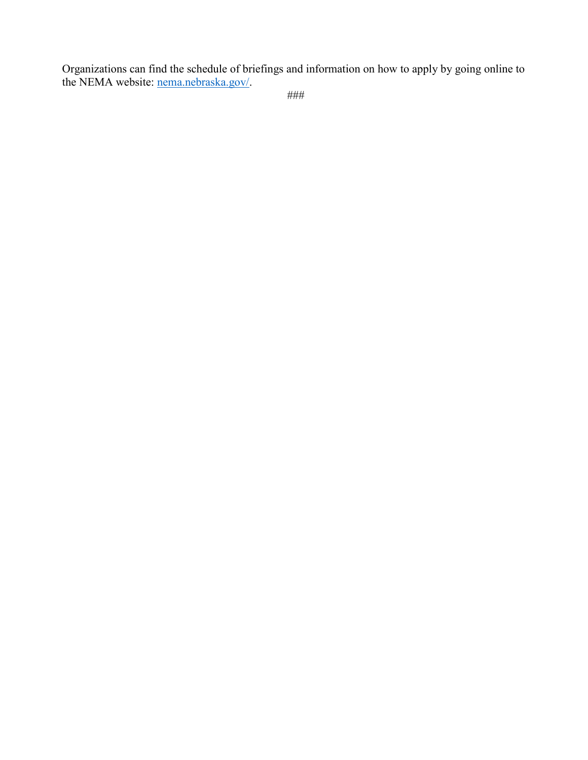Organizations can find the schedule of briefings and information on how to apply by going online to the NEMA website: [nema.nebraska.gov/](nema.nebraska.gov/).

###